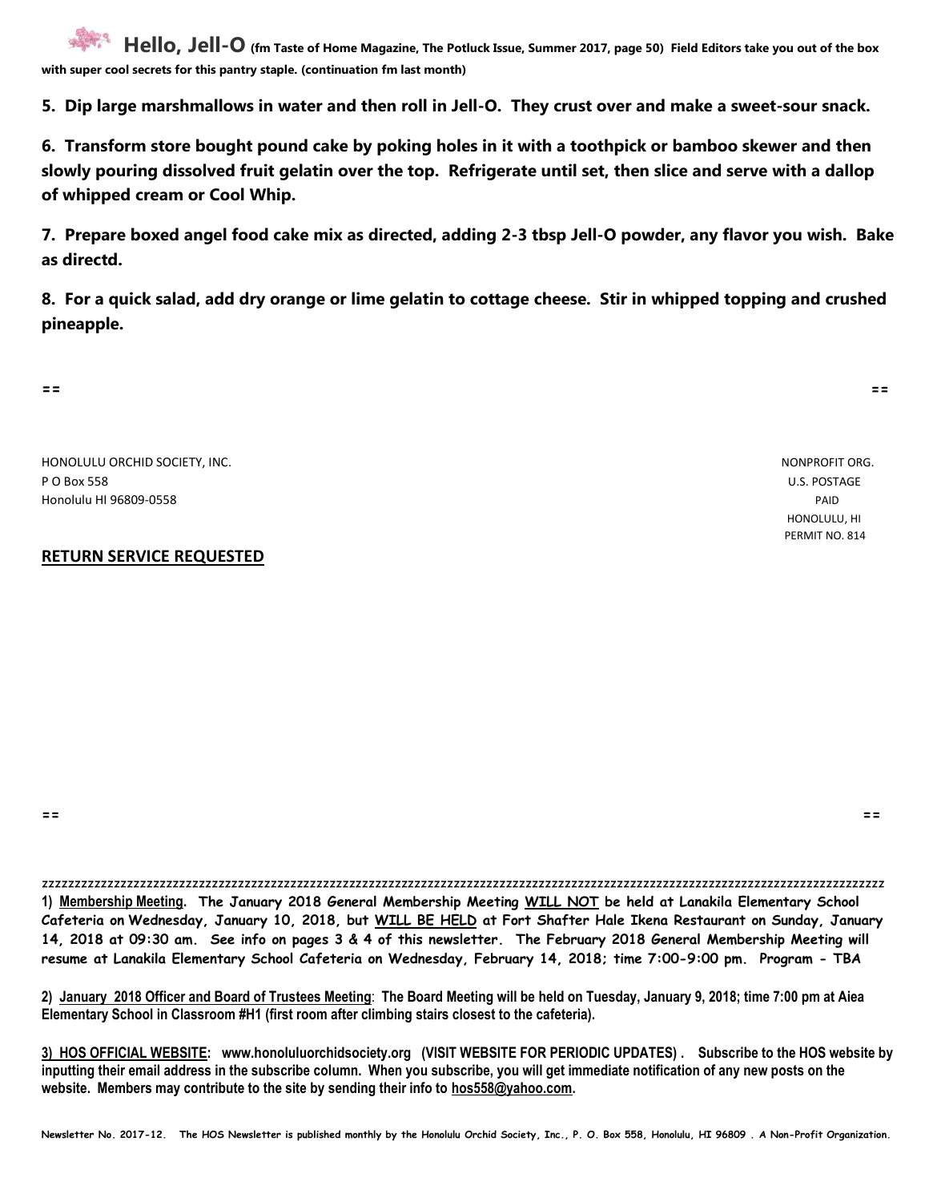## Hello, Jell-O (fm Taste of Home Magazine, The Potluck Issue, Summer 2017, page 50) Field Editors take you out of the box with super cool secrets for this pantry staple. (continuation fm last month)

**5. Dip large marshmallows in water and then roll in Jell-O. They crust over and make a sweet-sour snack.**

**6. Transform store bought pound cake by poking holes in it with a toothpick or bamboo skewer and then slowly pouring dissolved fruit gelatin over the top. Refrigerate until set, then slice and serve with a dallop of whipped cream or Cool Whip.**

**7. Prepare boxed angel food cake mix as directed, adding 2-3 tbsp Jell-O powder, any flavor you wish. Bake as directd.**

**8. For a quick salad, add dry orange or lime gelatin to cottage cheese. Stir in whipped topping and crushed pineapple.**

== ==

HONOLULU ORCHID SOCIETY, INC.
P O Box 558
Honolulu HI 96809-0558

NONPROFIT ORG.
U.S. POSTAGE
PAID
HONOLULU, HI
PERMIT NO. 814

**RETURN SERVICE REQUESTED**

== ==

zzzzzzzzzzzzzzzzzzzzzzzzzzzzzzzzzzzzzzzzzzzzzzzzzzzzzzzzzzzzzzzzzzzzzzzzzzzzzzzzzzzzzzzzzzzzzzzzzzzzzzzzzzzzzzzzz

**1) Membership Meeting. The January 2018 General Membership Meeting WILL NOT be held at Lanakila Elementary School Cafeteria on Wednesday, January 10, 2018, but WILL BE HELD at Fort Shafter Hale Ikena Restaurant on Sunday, January 14, 2018 at 09:30 am. See info on pages 3 & 4 of this newsletter. The February 2018 General Membership Meeting will resume at Lanakila Elementary School Cafeteria on Wednesday, February 14, 2018; time 7:00-9:00 pm. Program - TBA**

**2) January 2018 Officer and Board of Trustees Meeting: The Board Meeting will be held on Tuesday, January 9, 2018; time 7:00 pm at Aiea Elementary School in Classroom #H1 (first room after climbing stairs closest to the cafeteria).**

**3) HOS OFFICIAL WEBSITE: www.honoluluorchidsociety.org (VISIT WEBSITE FOR PERIODIC UPDATES) . Subscribe to the HOS website by inputting their email address in the subscribe column. When you subscribe, you will get immediate notification of any new posts on the website. Members may contribute to the site by sending their info to hos558@yahoo.com.**

**Newsletter No. 2017-12. The HOS Newsletter is published monthly by the Honolulu Orchid Society, Inc., P. O. Box 558, Honolulu, HI 96809 . A Non-Profit Organization.**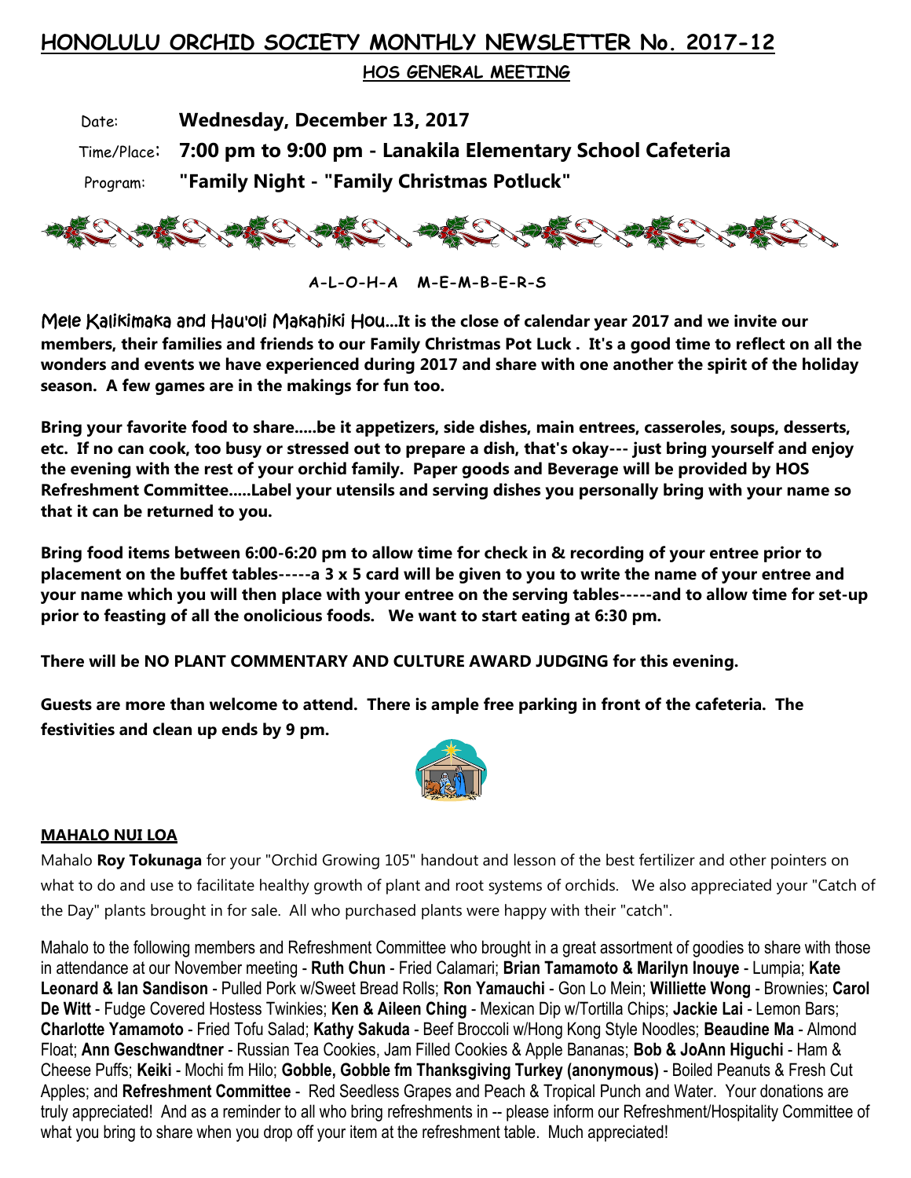# HONOLULU ORCHID SOCIETY MONTHLY NEWSLETTER No. 2017-12

## HOS GENERAL MEETING

Date: **Wednesday, December 13, 2017**

Time/Place: **7:00 pm to 9:00 pm - Lanakila Elementary School Cafeteria**

Program: **"Family Night - "Family Christmas Potluck"**

**A-L-O-H-A M-E-M-B-E-R-S**

Mele Kalikimaka and Hau'oli Makahiki Hou...**It is the close of calendar year 2017 and we invite our members, their families and friends to our Family Christmas Pot Luck . It's a good time to reflect on all the wonders and events we have experienced during 2017 and share with one another the spirit of the holiday season. A few games are in the makings for fun too.**

**Bring your favorite food to share.....be it appetizers, side dishes, main entrees, casseroles, soups, desserts, etc. If no can cook, too busy or stressed out to prepare a dish, that's okay--- just bring yourself and enjoy the evening with the rest of your orchid family. Paper goods and Beverage will be provided by HOS Refreshment Committee.....Label your utensils and serving dishes you personally bring with your name so that it can be returned to you.**

**Bring food items between 6:00-6:20 pm to allow time for check in & recording of your entree prior to placement on the buffet tables-----a 3 x 5 card will be given to you to write the name of your entree and your name which you will then place with your entree on the serving tables-----and to allow time for set-up prior to feasting of all the onolicious foods. We want to start eating at 6:30 pm.**

**There will be NO PLANT COMMENTARY AND CULTURE AWARD JUDGING for this evening.**

**Guests are more than welcome to attend. There is ample free parking in front of the cafeteria. The festivities and clean up ends by 9 pm.**

**MAHALO NUI LOA**

Mahalo **Roy Tokunaga** for your "Orchid Growing 105" handout and lesson of the best fertilizer and other pointers on what to do and use to facilitate healthy growth of plant and root systems of orchids. We also appreciated your "Catch of the Day" plants brought in for sale. All who purchased plants were happy with their "catch".

Mahalo to the following members and Refreshment Committee who brought in a great assortment of goodies to share with those in attendance at our November meeting - **Ruth Chun** - Fried Calamari; **Brian Tamamoto & Marilyn Inouye** - Lumpia; **Kate Leonard & Ian Sandison** - Pulled Pork w/Sweet Bread Rolls; **Ron Yamauchi** - Gon Lo Mein; **Williette Wong** - Brownies; **Carol De Witt** - Fudge Covered Hostess Twinkies; **Ken & Aileen Ching** - Mexican Dip w/Tortilla Chips; **Jackie Lai** - Lemon Bars; **Charlotte Yamamoto** - Fried Tofu Salad; **Kathy Sakuda** - Beef Broccoli w/Hong Kong Style Noodles; **Beaudine Ma** - Almond Float; **Ann Geschwandtner** - Russian Tea Cookies, Jam Filled Cookies & Apple Bananas; **Bob & JoAnn Higuchi** - Ham & Cheese Puffs; **Keiki** - Mochi fm Hilo; **Gobble, Gobble fm Thanksgiving Turkey (anonymous)** - Boiled Peanuts & Fresh Cut Apples; and **Refreshment Committee** - Red Seedless Grapes and Peach & Tropical Punch and Water. Your donations are truly appreciated! And as a reminder to all who bring refreshments in -- please inform our Refreshment/Hospitality Committee of what you bring to share when you drop off your item at the refreshment table. Much appreciated!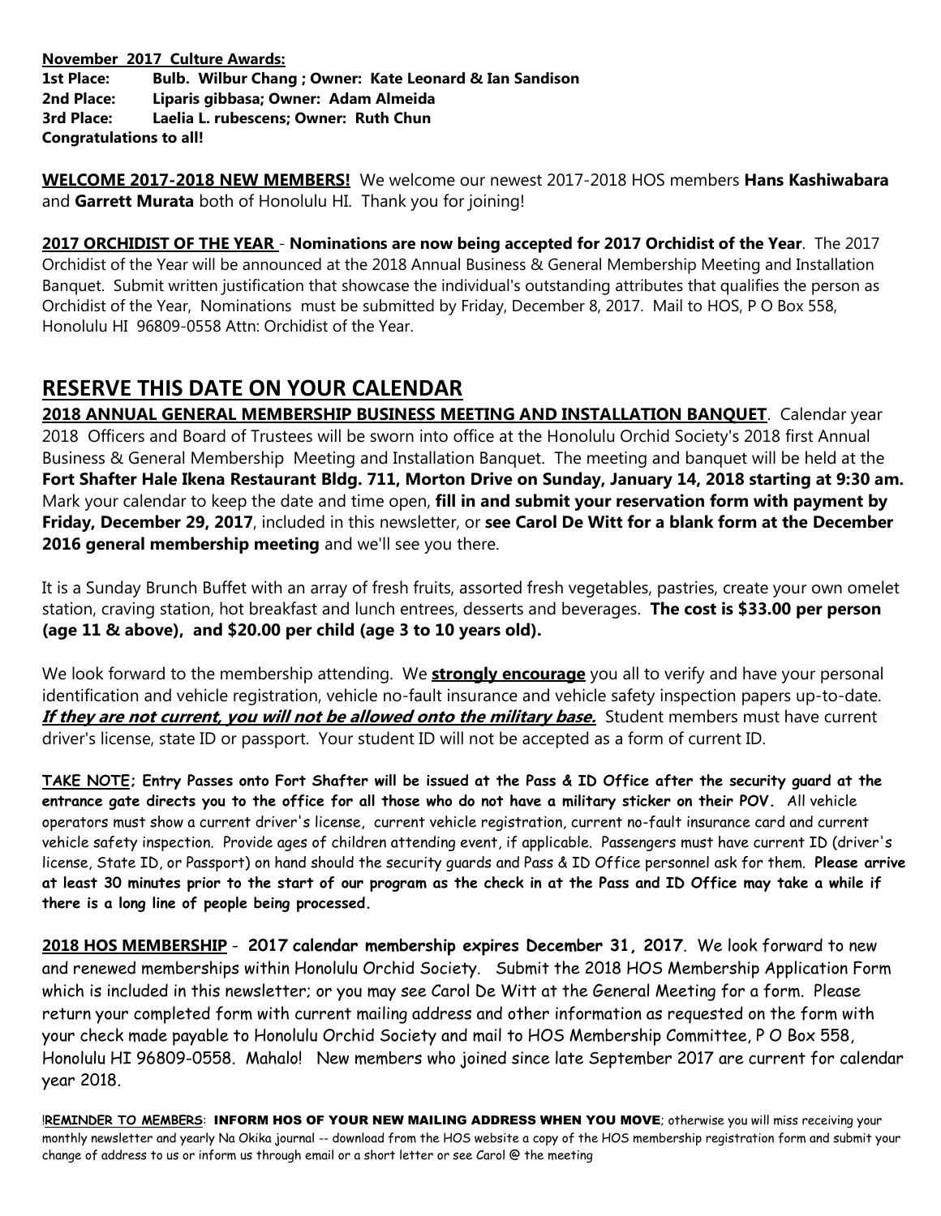**November 2017 Culture Awards:**
**1st Place: Bulb. Wilbur Chang ; Owner: Kate Leonard & Ian Sandison**
**2nd Place: Liparis gibbasa; Owner: Adam Almeida**
**3rd Place: Laelia L. rubescens; Owner: Ruth Chun**
**Congratulations to all!**

**WELCOME 2017-2018 NEW MEMBERS!** We welcome our newest 2017-2018 HOS members **Hans Kashiwabara** and **Garrett Murata** both of Honolulu HI. Thank you for joining!

**2017 ORCHIDIST OF THE YEAR** - **Nominations are now being accepted for 2017 Orchidist of the Year**. The 2017 Orchidist of the Year will be announced at the 2018 Annual Business & General Membership Meeting and Installation Banquet. Submit written justification that showcase the individual's outstanding attributes that qualifies the person as Orchidist of the Year, Nominations must be submitted by Friday, December 8, 2017. Mail to HOS, P O Box 558, Honolulu HI 96809-0558 Attn: Orchidist of the Year.

## RESERVE THIS DATE ON YOUR CALENDAR

**2018 ANNUAL GENERAL MEMBERSHIP BUSINESS MEETING AND INSTALLATION BANQUET**. Calendar year 2018 Officers and Board of Trustees will be sworn into office at the Honolulu Orchid Society's 2018 first Annual Business & General Membership Meeting and Installation Banquet. The meeting and banquet will be held at the **Fort Shafter Hale Ikena Restaurant Bldg. 711, Morton Drive on Sunday, January 14, 2018 starting at 9:30 am.** Mark your calendar to keep the date and time open, **fill in and submit your reservation form with payment by Friday, December 29, 2017**, included in this newsletter, or **see Carol De Witt for a blank form at the December 2016 general membership meeting** and we'll see you there.

It is a Sunday Brunch Buffet with an array of fresh fruits, assorted fresh vegetables, pastries, create your own omelet station, craving station, hot breakfast and lunch entrees, desserts and beverages. **The cost is $33.00 per person (age 11 & above), and $20.00 per child (age 3 to 10 years old).**

We look forward to the membership attending. We **strongly encourage** you all to verify and have your personal identification and vehicle registration, vehicle no-fault insurance and vehicle safety inspection papers up-to-date. ***If they are not current, you will not be allowed onto the military base.*** Student members must have current driver's license, state ID or passport. Your student ID will not be accepted as a form of current ID.

**TAKE NOTE; Entry Passes onto Fort Shafter will be issued at the Pass & ID Office after the security guard at the entrance gate directs you to the office for all those who do not have a military sticker on their POV.** All vehicle operators must show a current driver's license, current vehicle registration, current no-fault insurance card and current vehicle safety inspection. Provide ages of children attending event, if applicable. Passengers must have current ID (driver's license, State ID, or Passport) on hand should the security guards and Pass & ID Office personnel ask for them. **Please arrive at least 30 minutes prior to the start of our program as the check in at the Pass and ID Office may take a while if there is a long line of people being processed.**

**2018 HOS MEMBERSHIP** - **2017 calendar membership expires December 31, 2017**. We look forward to new and renewed memberships within Honolulu Orchid Society. Submit the 2018 HOS Membership Application Form which is included in this newsletter; or you may see Carol De Witt at the General Meeting for a form. Please return your completed form with current mailing address and other information as requested on the form with your check made payable to Honolulu Orchid Society and mail to HOS Membership Committee, P O Box 558, Honolulu HI 96809-0558. Mahalo! New members who joined since late September 2017 are current for calendar year 2018.

!**REMINDER TO MEMBERS**: **INFORM HOS OF YOUR NEW MAILING ADDRESS WHEN YOU MOVE**; otherwise you will miss receiving your monthly newsletter and yearly Na Okika journal -- download from the HOS website a copy of the HOS membership registration form and submit your change of address to us or inform us through email or a short letter or see Carol @ the meeting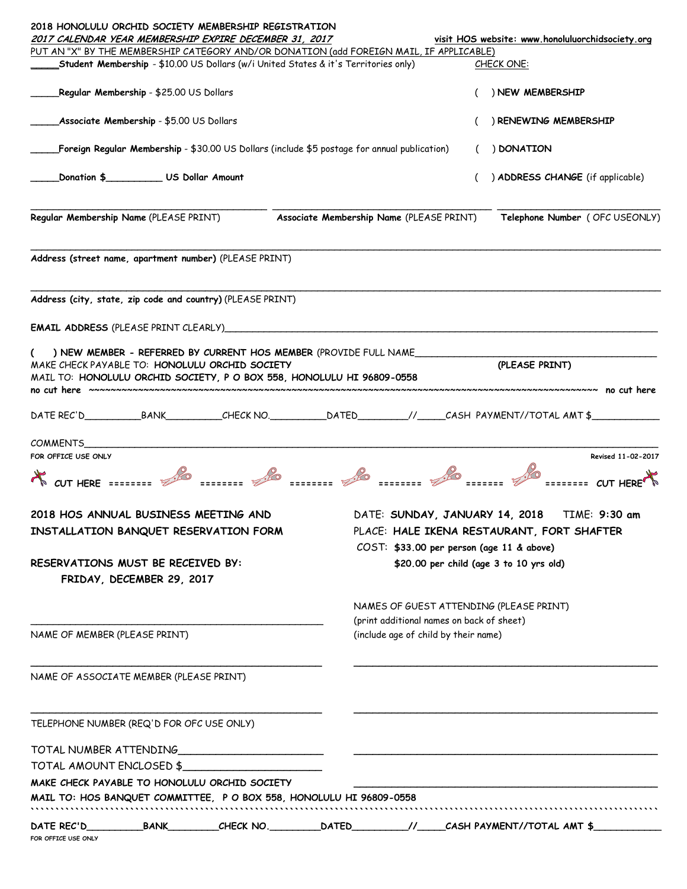**2018 HONOLULU ORCHID SOCIETY MEMBERSHIP REGISTRATION**

***2017 CALENDAR YEAR MEMBERSHIP EXPIRE DECEMBER 31, 2017***

**visit HOS website: www.honoluluorchidsociety.org**

PUT AN "X" BY THE MEMBERSHIP CATEGORY AND/OR DONATION (add FOREIGN MAIL, IF APPLICABLE)

_____**Student Membership** - $10.00 US Dollars (w/i United States & it's Territories only)

_____**Regular Membership** - $25.00 US Dollars

_____**Associate Membership** - $5.00 US Dollars

_____**Foreign Regular Membership** - $30.00 US Dollars (include $5 postage for annual publication)

_____**Donation $__________ US Dollar Amount**

CHECK ONE:

( ) **NEW MEMBERSHIP**

( ) **RENEWING MEMBERSHIP**

( ) **DONATION**

( ) **ADDRESS CHANGE** (if applicable)

______________________ **Regular Membership Name** (PLEASE PRINT)

______________________ **Associate Membership Name** (PLEASE PRINT)

______________________ **Telephone Number** ( OFC USEONLY)

______________________________________________

**Address (street name, apartment number)** (PLEASE PRINT)

______________________________________________

**Address (city, state, zip code and country)** (PLEASE PRINT)

**EMAIL ADDRESS** (PLEASE PRINT CLEARLY)______________________________________

( ) **NEW MEMBER - REFERRED BY CURRENT HOS MEMBER** (PROVIDE FULL NAME______________________________ **(PLEASE PRINT)**

MAKE CHECK PAYABLE TO: **HONOLULU ORCHID SOCIETY**

MAIL TO: **HONOLULU ORCHID SOCIETY, P O BOX 558, HONOLULU HI 96809-0558**

**no cut here** ~~~~~~~~~~~~~~~~~~~~~~~~~~~~~~~~~~~~~~~~~~~~~~~~~~~~~~~~~~~~~~~~~~ **no cut here**

DATE REC'D__________BANK__________CHECK NO.__________DATED_________//_____CASH PAYMENT//TOTAL AMT $____________

COMMENTS______________________________________________________________________

FOR OFFICE USE ONLY

Revised 11-02-2017

**CUT HERE** ======== ======== ======== ======== ======= ======== **CUT HERE**

**2018 HOS ANNUAL BUSINESS MEETING AND INSTALLATION BANQUET RESERVATION FORM**

**RESERVATIONS MUST BE RECEIVED BY: FRIDAY, DECEMBER 29, 2017**

DATE: **SUNDAY, JANUARY 14, 2018** TIME: **9:30 am**

PLACE: **HALE IKENA RESTAURANT, FORT SHAFTER**

COST: **$33.00 per person (age 11 & above)**

**$20.00 per child (age 3 to 10 yrs old)**

______________________________________________

NAME OF MEMBER (PLEASE PRINT)

______________________________________________

NAME OF ASSOCIATE MEMBER (PLEASE PRINT)

______________________________________________

TELEPHONE NUMBER (REQ'D FOR OFC USE ONLY)

TOTAL NUMBER ATTENDING______________________

TOTAL AMOUNT ENCLOSED $______________________

NAMES OF GUEST ATTENDING (PLEASE PRINT)

(print additional names on back of sheet)

(include age of child by their name)

______________________________________________

______________________________________________

______________________________________________

______________________________________________

***MAKE CHECK PAYABLE TO HONOLULU ORCHID SOCIETY***

***MAIL TO: HOS BANQUET COMMITTEE, P O BOX 558, HONOLULU HI 96809-0558***

**DATE REC'D__________BANK__________CHECK NO.__________DATED__________//_____CASH PAYMENT//TOTAL AMT $____________**

FOR OFFICE USE ONLY